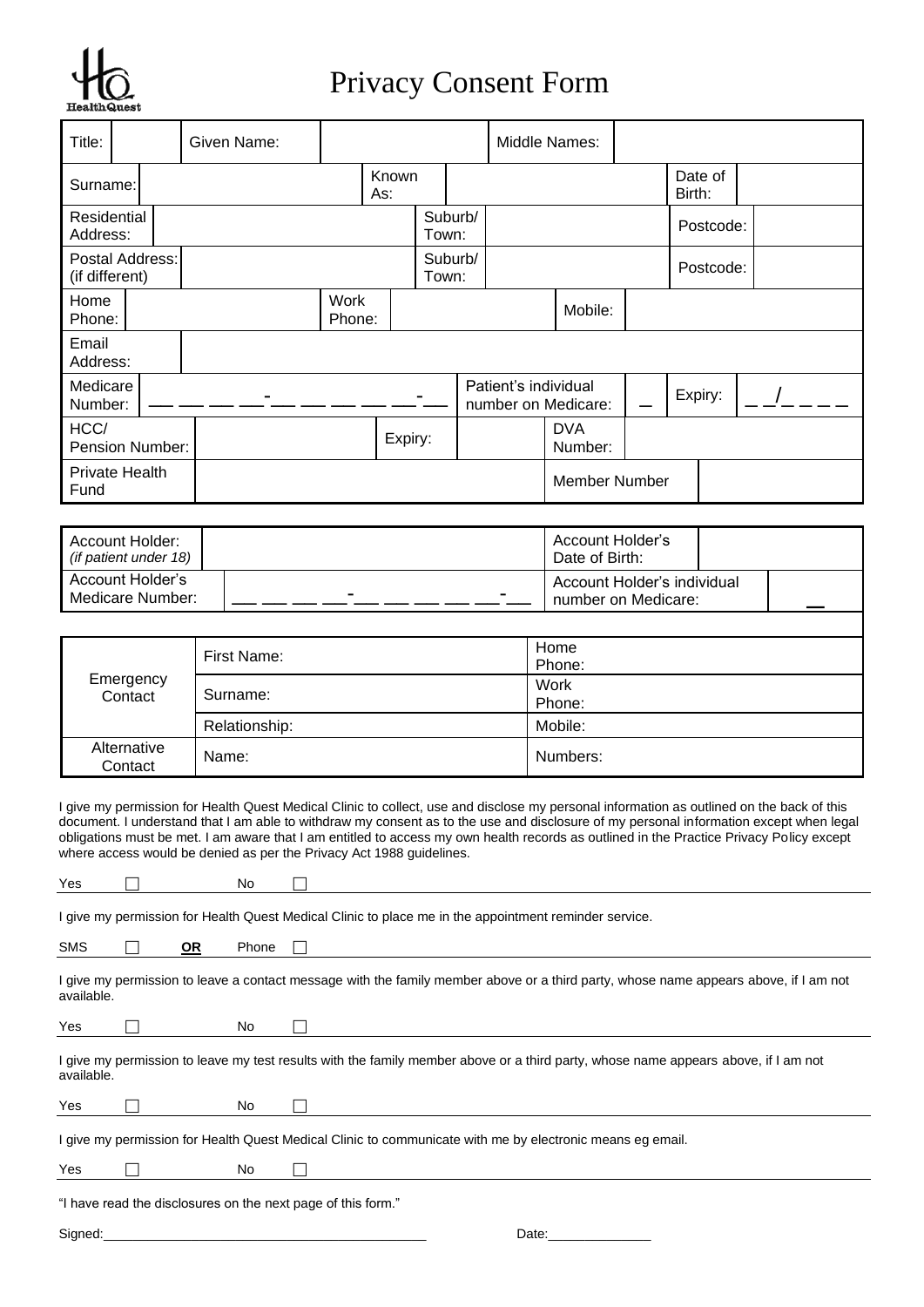HealthQuest

# Privacy Consent Form

| Title: | | Given Name: | | Middle Names: | |
|---|---|---|---|---|---|
| Surname: | | Known As: | | Date of Birth: | |
| Residential Address: | | Suburb/ Town: | | Postcode: | |
| Postal Address: (if different) | | Suburb/ Town: | | Postcode: | |
| Home Phone: | | Work Phone: | | Mobile: | |
| Email Address: | | | | | |
| Medicare Number: | \_\_ \_\_ \_\_ \_\_-\_\_ \_\_ \_\_ \_\_ \_\_-\_\_ | Patient's individual number on Medicare: | \_ | Expiry: | \_ \_/\_ \_ \_ \_ |
| HCC/ Pension Number: | | Expiry: | | DVA Number: | |
| Private Health Fund | | | | Member Number | |

| Account Holder: *(if patient under 18)* | | Account Holder's Date of Birth: | |
|---|---|---|---|
| Account Holder's Medicare Number: | \_\_ \_\_ \_\_ \_\_-\_\_ \_\_ \_\_ \_\_ \_\_-\_\_ | Account Holder's individual number on Medicare: | \_\_ |

| | | |
|---|---|---|
| Emergency Contact | First Name: | Home Phone: |
| | Surname: | Work Phone: |
| | Relationship: | Mobile: |
| Alternative Contact | Name: | Numbers: |

I give my permission for Health Quest Medical Clinic to collect, use and disclose my personal information as outlined on the back of this document. I understand that I am able to withdraw my consent as to the use and disclosure of my personal information except when legal obligations must be met. I am aware that I am entitled to access my own health records as outlined in the Practice Privacy Policy except where access would be denied as per the Privacy Act 1988 guidelines.

Yes ☐ No ☐

I give my permission for Health Quest Medical Clinic to place me in the appointment reminder service.

SMS ☐ **OR** Phone ☐

I give my permission to leave a contact message with the family member above or a third party, whose name appears above, if I am not available.

Yes ☐ No ☐

I give my permission to leave my test results with the family member above or a third party, whose name appears above, if I am not available.

Yes ☐ No ☐

I give my permission for Health Quest Medical Clinic to communicate with me by electronic means eg email.

Yes ☐ No ☐

"I have read the disclosures on the next page of this form."

Signed:\_\_\_\_\_\_\_\_\_\_\_\_\_\_\_\_\_\_\_\_\_\_\_\_\_\_\_\_\_\_\_\_\_\_\_\_\_\_\_\_\_\_\_\_ Date:\_\_\_\_\_\_\_\_\_\_\_\_\_\_\_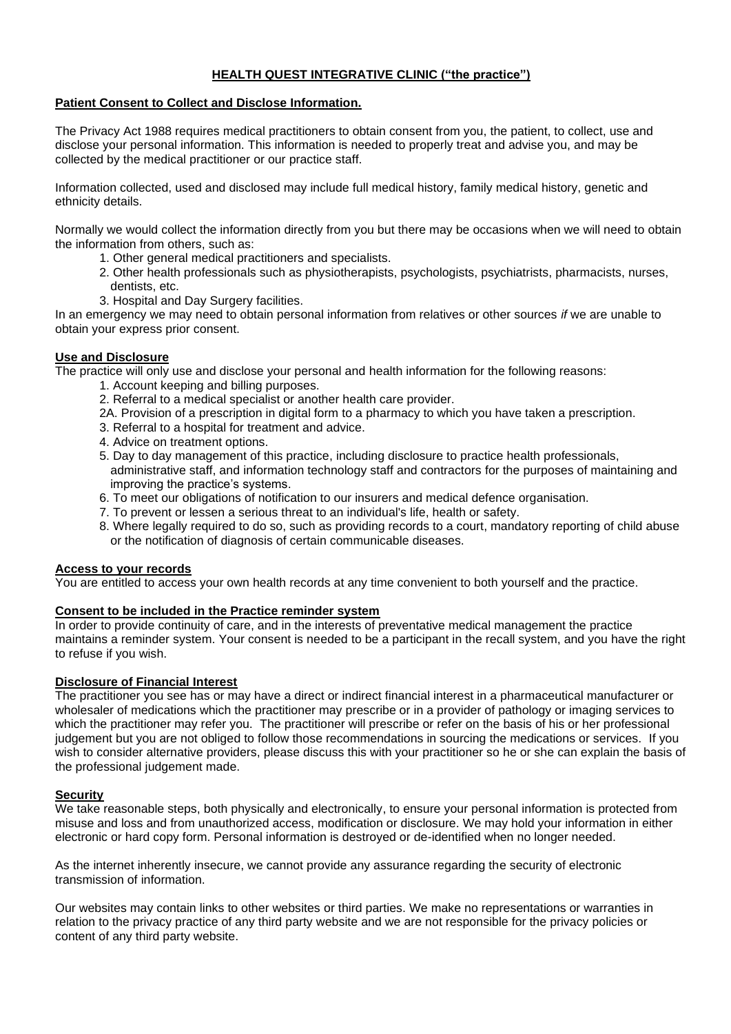## HEALTH QUEST INTEGRATIVE CLINIC ("the practice")

### Patient Consent to Collect and Disclose Information.

The Privacy Act 1988 requires medical practitioners to obtain consent from you, the patient, to collect, use and disclose your personal information. This information is needed to properly treat and advise you, and may be collected by the medical practitioner or our practice staff.

Information collected, used and disclosed may include full medical history, family medical history, genetic and ethnicity details.

Normally we would collect the information directly from you but there may be occasions when we will need to obtain the information from others, such as:

1. Other general medical practitioners and specialists.
2. Other health professionals such as physiotherapists, psychologists, psychiatrists, pharmacists, nurses, dentists, etc.
3. Hospital and Day Surgery facilities.

In an emergency we may need to obtain personal information from relatives or other sources *if* we are unable to obtain your express prior consent.

### Use and Disclosure

The practice will only use and disclose your personal and health information for the following reasons:

1. Account keeping and billing purposes.
2. Referral to a medical specialist or another health care provider.

2A. Provision of a prescription in digital form to a pharmacy to which you have taken a prescription.

3. Referral to a hospital for treatment and advice.
4. Advice on treatment options.
5. Day to day management of this practice, including disclosure to practice health professionals, administrative staff, and information technology staff and contractors for the purposes of maintaining and improving the practice's systems.
6. To meet our obligations of notification to our insurers and medical defence organisation.
7. To prevent or lessen a serious threat to an individual's life, health or safety.
8. Where legally required to do so, such as providing records to a court, mandatory reporting of child abuse or the notification of diagnosis of certain communicable diseases.

### Access to your records

You are entitled to access your own health records at any time convenient to both yourself and the practice.

### Consent to be included in the Practice reminder system

In order to provide continuity of care, and in the interests of preventative medical management the practice maintains a reminder system. Your consent is needed to be a participant in the recall system, and you have the right to refuse if you wish.

### Disclosure of Financial Interest

The practitioner you see has or may have a direct or indirect financial interest in a pharmaceutical manufacturer or wholesaler of medications which the practitioner may prescribe or in a provider of pathology or imaging services to which the practitioner may refer you. The practitioner will prescribe or refer on the basis of his or her professional judgement but you are not obliged to follow those recommendations in sourcing the medications or services. If you wish to consider alternative providers, please discuss this with your practitioner so he or she can explain the basis of the professional judgement made.

### Security

We take reasonable steps, both physically and electronically, to ensure your personal information is protected from misuse and loss and from unauthorized access, modification or disclosure. We may hold your information in either electronic or hard copy form. Personal information is destroyed or de-identified when no longer needed.

As the internet inherently insecure, we cannot provide any assurance regarding the security of electronic transmission of information.

Our websites may contain links to other websites or third parties. We make no representations or warranties in relation to the privacy practice of any third party website and we are not responsible for the privacy policies or content of any third party website.